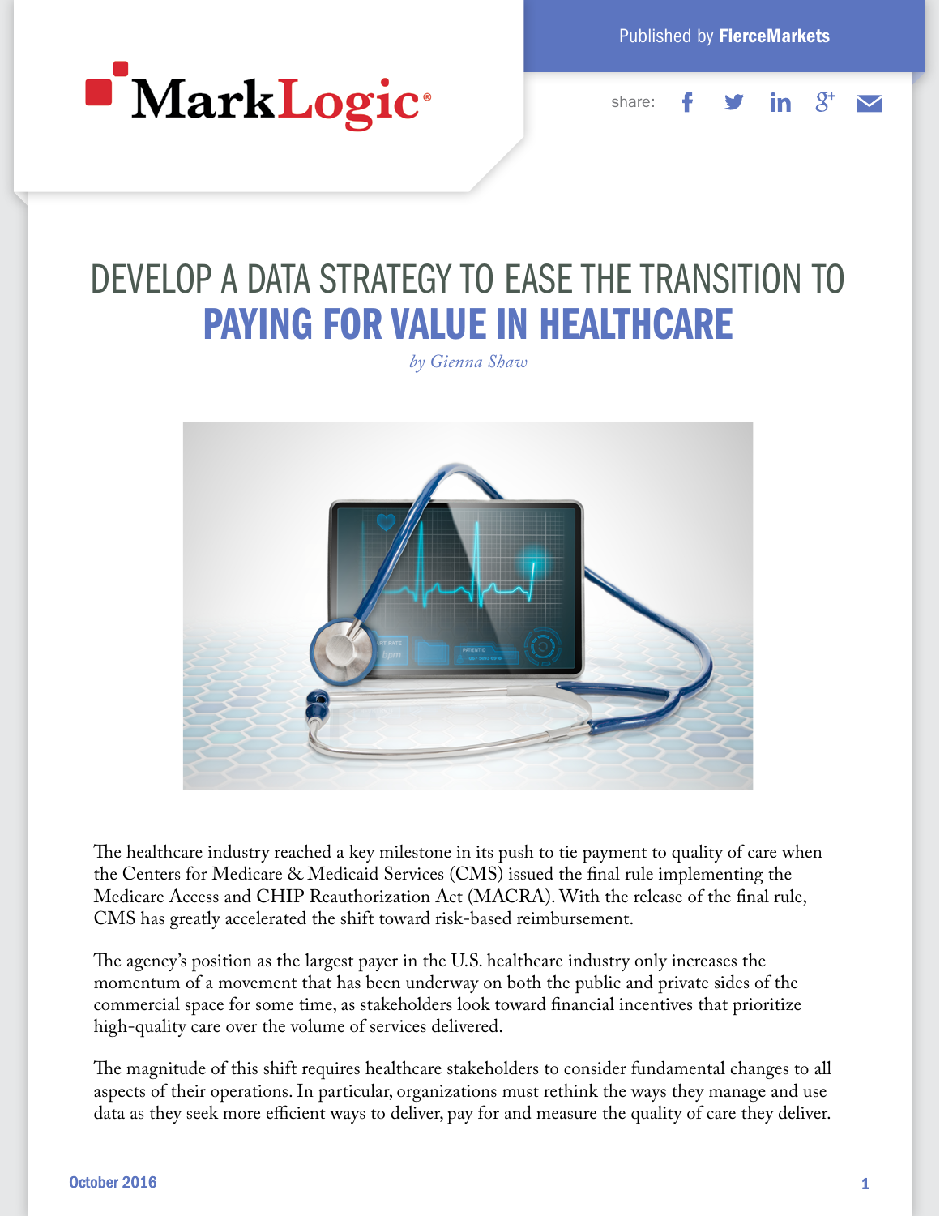MarkLogic®

Published by **FierceMarkets**

share:

# DEVELOP A DATA STRATEGY TO EASE THE TRANSITION TO **PAYING FOR VALUE IN HEALTHCARE**

*by Gienna Shaw*

The healthcare industry reached a key milestone in its push to tie payment to quality of care when the Centers for Medicare & Medicaid Services (CMS) issued the final rule implementing the Medicare Access and CHIP Reauthorization Act (MACRA). With the release of the final rule, CMS has greatly accelerated the shift toward risk-based reimbursement.

The agency's position as the largest payer in the U.S. healthcare industry only increases the momentum of a movement that has been underway on both the public and private sides of the commercial space for some time, as stakeholders look toward financial incentives that prioritize high-quality care over the volume of services delivered.

The magnitude of this shift requires healthcare stakeholders to consider fundamental changes to all aspects of their operations. In particular, organizations must rethink the ways they manage and use data as they seek more efficient ways to deliver, pay for and measure the quality of care they deliver.

October 2016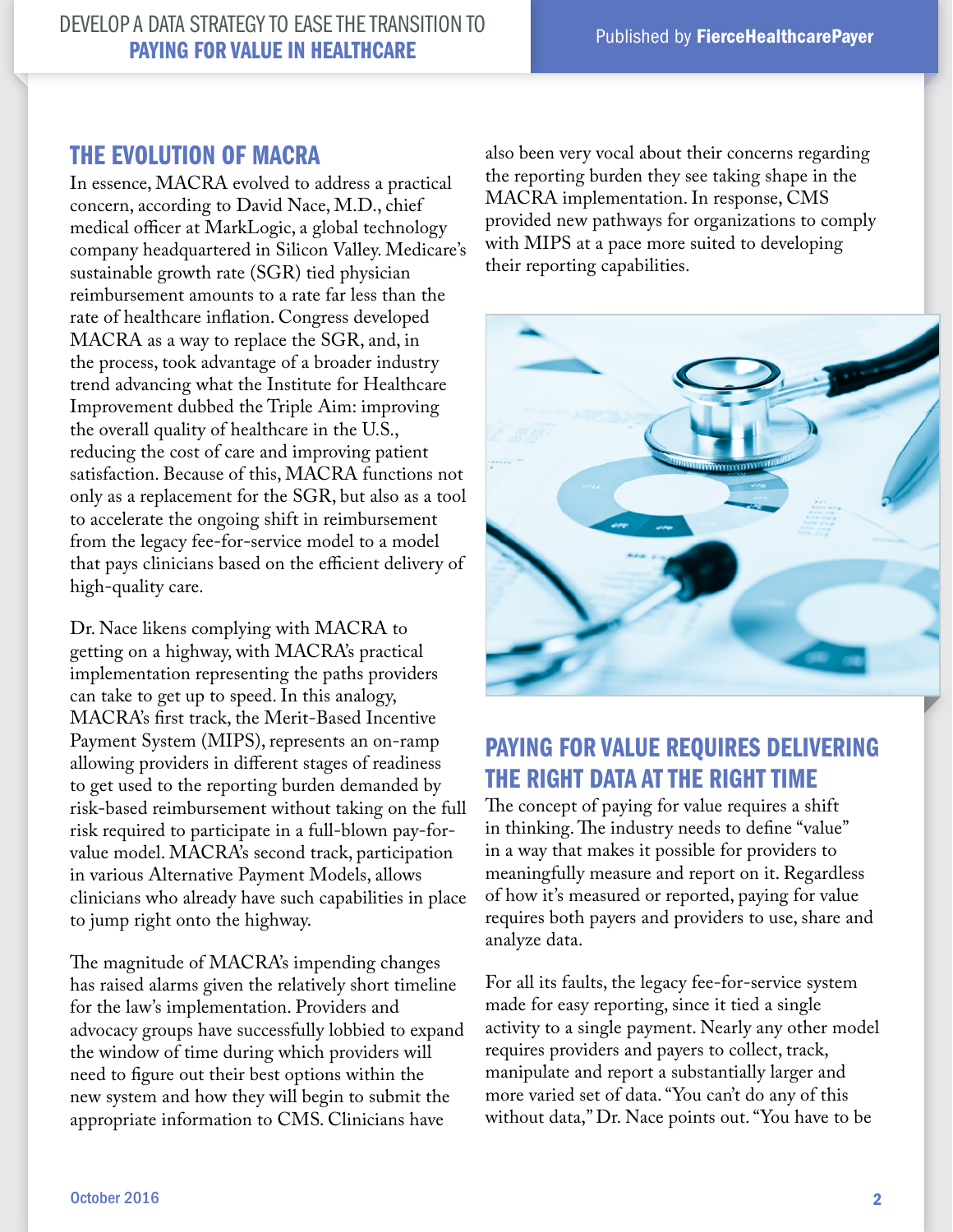## THE EVOLUTION OF MACRA

In essence, MACRA evolved to address a practical concern, according to David Nace, M.D., chief medical officer at MarkLogic, a global technology company headquartered in Silicon Valley. Medicare's sustainable growth rate (SGR) tied physician reimbursement amounts to a rate far less than the rate of healthcare inflation. Congress developed MACRA as a way to replace the SGR, and, in the process, took advantage of a broader industry trend advancing what the Institute for Healthcare Improvement dubbed the Triple Aim: improving the overall quality of healthcare in the U.S., reducing the cost of care and improving patient satisfaction. Because of this, MACRA functions not only as a replacement for the SGR, but also as a tool to accelerate the ongoing shift in reimbursement from the legacy fee-for-service model to a model that pays clinicians based on the efficient delivery of high-quality care.

Dr. Nace likens complying with MACRA to getting on a highway, with MACRA's practical implementation representing the paths providers can take to get up to speed. In this analogy, MACRA's first track, the Merit-Based Incentive Payment System (MIPS), represents an on-ramp allowing providers in different stages of readiness to get used to the reporting burden demanded by risk-based reimbursement without taking on the full risk required to participate in a full-blown pay-for-value model. MACRA's second track, participation in various Alternative Payment Models, allows clinicians who already have such capabilities in place to jump right onto the highway.

The magnitude of MACRA's impending changes has raised alarms given the relatively short timeline for the law's implementation. Providers and advocacy groups have successfully lobbied to expand the window of time during which providers will need to figure out their best options within the new system and how they will begin to submit the appropriate information to CMS. Clinicians have also been very vocal about their concerns regarding the reporting burden they see taking shape in the MACRA implementation. In response, CMS provided new pathways for organizations to comply with MIPS at a pace more suited to developing their reporting capabilities.

## PAYING FOR VALUE REQUIRES DELIVERING THE RIGHT DATA AT THE RIGHT TIME

The concept of paying for value requires a shift in thinking. The industry needs to define "value" in a way that makes it possible for providers to meaningfully measure and report on it. Regardless of how it's measured or reported, paying for value requires both payers and providers to use, share and analyze data.

For all its faults, the legacy fee-for-service system made for easy reporting, since it tied a single activity to a single payment. Nearly any other model requires providers and payers to collect, track, manipulate and report a substantially larger and more varied set of data. "You can't do any of this without data," Dr. Nace points out. "You have to be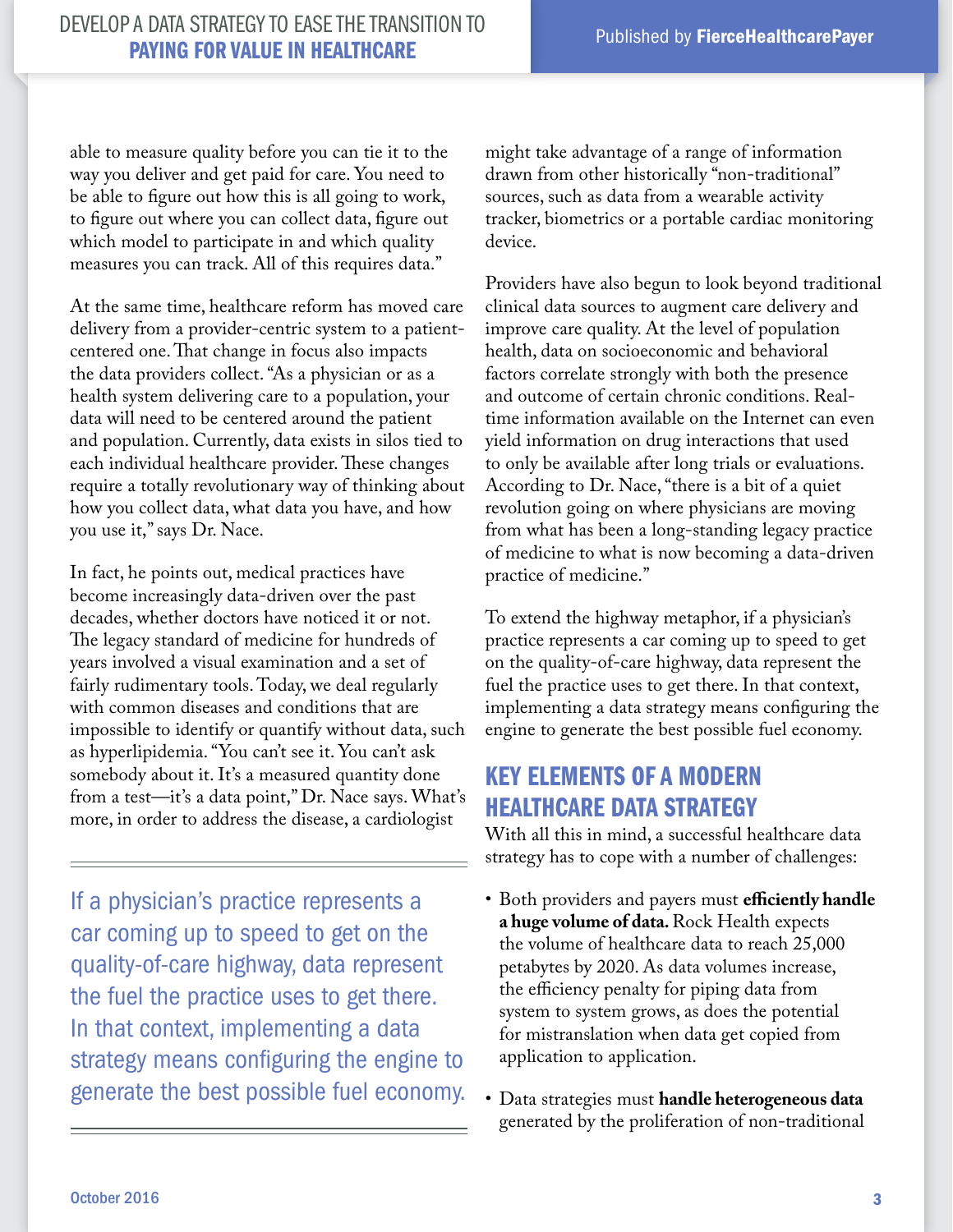able to measure quality before you can tie it to the way you deliver and get paid for care. You need to be able to figure out how this is all going to work, to figure out where you can collect data, figure out which model to participate in and which quality measures you can track. All of this requires data."

At the same time, healthcare reform has moved care delivery from a provider-centric system to a patient-centered one. That change in focus also impacts the data providers collect. "As a physician or as a health system delivering care to a population, your data will need to be centered around the patient and population. Currently, data exists in silos tied to each individual healthcare provider. These changes require a totally revolutionary way of thinking about how you collect data, what data you have, and how you use it," says Dr. Nace.

In fact, he points out, medical practices have become increasingly data-driven over the past decades, whether doctors have noticed it or not. The legacy standard of medicine for hundreds of years involved a visual examination and a set of fairly rudimentary tools. Today, we deal regularly with common diseases and conditions that are impossible to identify or quantify without data, such as hyperlipidemia. "You can't see it. You can't ask somebody about it. It's a measured quantity done from a test—it's a data point," Dr. Nace says. What's more, in order to address the disease, a cardiologist might take advantage of a range of information drawn from other historically "non-traditional" sources, such as data from a wearable activity tracker, biometrics or a portable cardiac monitoring device.

> If a physician's practice represents a car coming up to speed to get on the quality-of-care highway, data represent the fuel the practice uses to get there. In that context, implementing a data strategy means configuring the engine to generate the best possible fuel economy.

Providers have also begun to look beyond traditional clinical data sources to augment care delivery and improve care quality. At the level of population health, data on socioeconomic and behavioral factors correlate strongly with both the presence and outcome of certain chronic conditions. Real-time information available on the Internet can even yield information on drug interactions that used to only be available after long trials or evaluations. According to Dr. Nace, "there is a bit of a quiet revolution going on where physicians are moving from what has been a long-standing legacy practice of medicine to what is now becoming a data-driven practice of medicine."

To extend the highway metaphor, if a physician's practice represents a car coming up to speed to get on the quality-of-care highway, data represent the fuel the practice uses to get there. In that context, implementing a data strategy means configuring the engine to generate the best possible fuel economy.

## KEY ELEMENTS OF A MODERN HEALTHCARE DATA STRATEGY

With all this in mind, a successful healthcare data strategy has to cope with a number of challenges:

- Both providers and payers must **efficiently handle a huge volume of data.** Rock Health expects the volume of healthcare data to reach 25,000 petabytes by 2020. As data volumes increase, the efficiency penalty for piping data from system to system grows, as does the potential for mistranslation when data get copied from application to application.
- Data strategies must **handle heterogeneous data** generated by the proliferation of non-traditional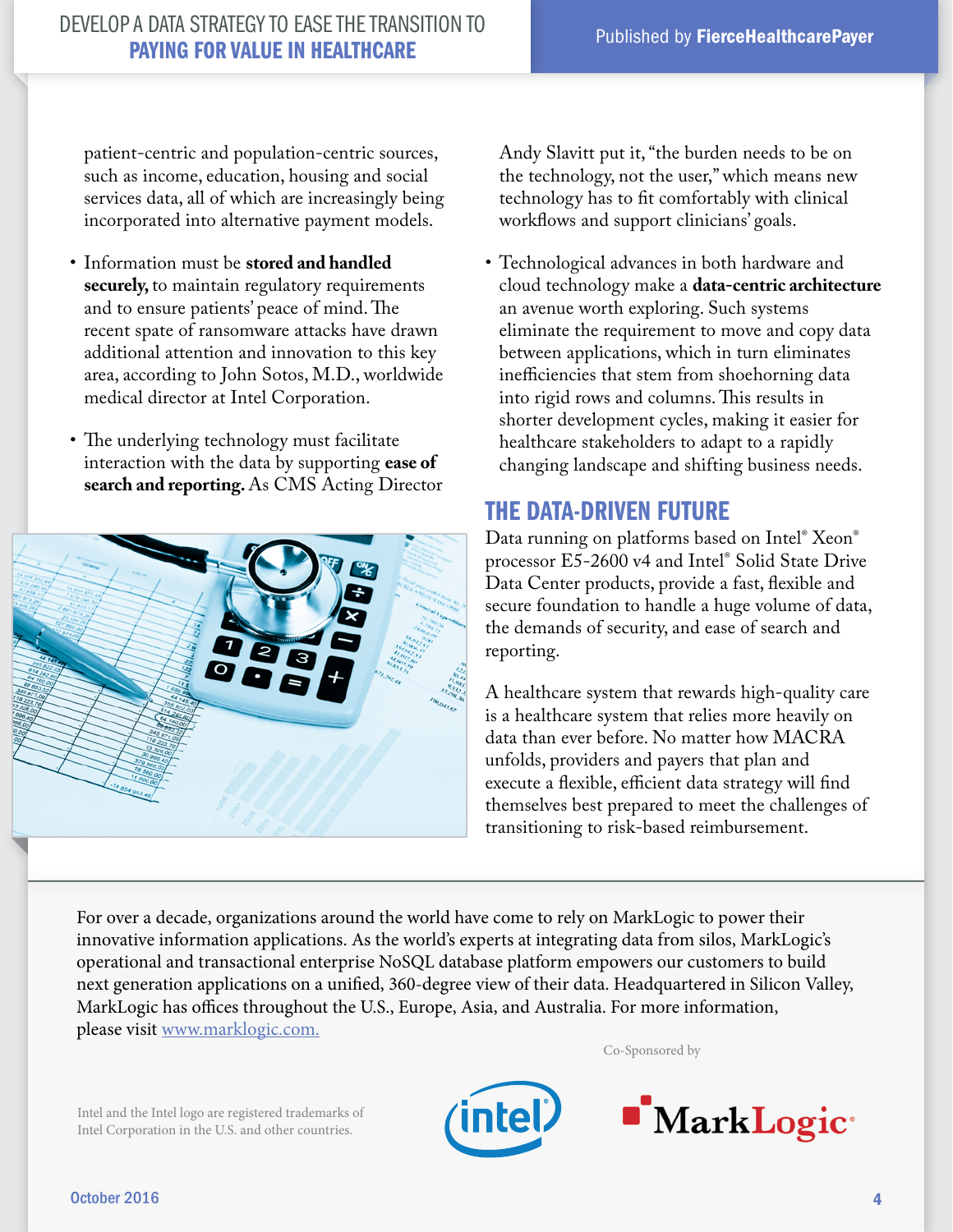patient-centric and population-centric sources, such as income, education, housing and social services data, all of which are increasingly being incorporated into alternative payment models.

- Information must be **stored and handled securely,** to maintain regulatory requirements and to ensure patients' peace of mind. The recent spate of ransomware attacks have drawn additional attention and innovation to this key area, according to John Sotos, M.D., worldwide medical director at Intel Corporation.

- The underlying technology must facilitate interaction with the data by supporting **ease of search and reporting.** As CMS Acting Director Andy Slavitt put it, "the burden needs to be on the technology, not the user," which means new technology has to fit comfortably with clinical workflows and support clinicians' goals.

- Technological advances in both hardware and cloud technology make a **data-centric architecture** an avenue worth exploring. Such systems eliminate the requirement to move and copy data between applications, which in turn eliminates inefficiencies that stem from shoehorning data into rigid rows and columns. This results in shorter development cycles, making it easier for healthcare stakeholders to adapt to a rapidly changing landscape and shifting business needs.

## THE DATA-DRIVEN FUTURE

Data running on platforms based on Intel® Xeon® processor E5-2600 v4 and Intel® Solid State Drive Data Center products, provide a fast, flexible and secure foundation to handle a huge volume of data, the demands of security, and ease of search and reporting.

A healthcare system that rewards high-quality care is a healthcare system that relies more heavily on data than ever before. No matter how MACRA unfolds, providers and payers that plan and execute a flexible, efficient data strategy will find themselves best prepared to meet the challenges of transitioning to risk-based reimbursement.

---

For over a decade, organizations around the world have come to rely on MarkLogic to power their innovative information applications. As the world's experts at integrating data from silos, MarkLogic's operational and transactional enterprise NoSQL database platform empowers our customers to build next generation applications on a unified, 360-degree view of their data. Headquartered in Silicon Valley, MarkLogic has offices throughout the U.S., Europe, Asia, and Australia. For more information, please visit [www.marklogic.com.](http://www.marklogic.com)

Co-Sponsored by

Intel and the Intel logo are registered trademarks of Intel Corporation in the U.S. and other countries.

October 2016